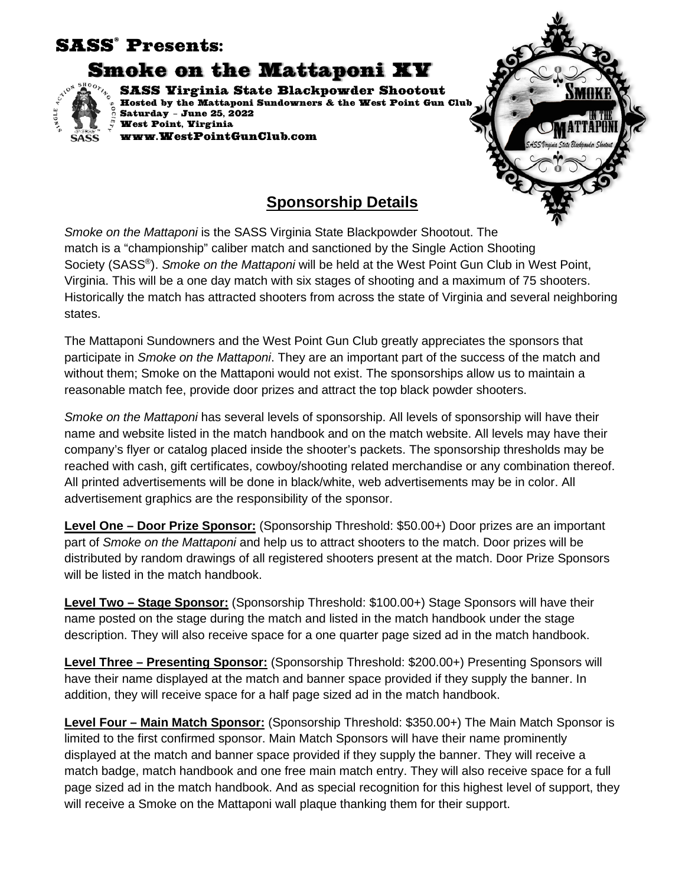# SASS® Presents:

# Smoke on the Mattaponi XV

**SASS Virginia State Blackpowder Shootout**
**Hosted by the Mattaponi Sundowners & the West Point Gun Club**
**Saturday – June 25, 2022**
**West Point, Virginia**
**www.WestPointGunClub.com**

## Sponsorship Details

*Smoke on the Mattaponi* is the SASS Virginia State Blackpowder Shootout. The match is a "championship" caliber match and sanctioned by the Single Action Shooting Society (SASS®). *Smoke on the Mattaponi* will be held at the West Point Gun Club in West Point, Virginia. This will be a one day match with six stages of shooting and a maximum of 75 shooters. Historically the match has attracted shooters from across the state of Virginia and several neighboring states.

The Mattaponi Sundowners and the West Point Gun Club greatly appreciates the sponsors that participate in *Smoke on the Mattaponi*. They are an important part of the success of the match and without them; Smoke on the Mattaponi would not exist. The sponsorships allow us to maintain a reasonable match fee, provide door prizes and attract the top black powder shooters.

*Smoke on the Mattaponi* has several levels of sponsorship. All levels of sponsorship will have their name and website listed in the match handbook and on the match website. All levels may have their company's flyer or catalog placed inside the shooter's packets. The sponsorship thresholds may be reached with cash, gift certificates, cowboy/shooting related merchandise or any combination thereof. All printed advertisements will be done in black/white, web advertisements may be in color. All advertisement graphics are the responsibility of the sponsor.

**Level One – Door Prize Sponsor:** (Sponsorship Threshold: $50.00+) Door prizes are an important part of *Smoke on the Mattaponi* and help us to attract shooters to the match. Door prizes will be distributed by random drawings of all registered shooters present at the match. Door Prize Sponsors will be listed in the match handbook.

**Level Two – Stage Sponsor:** (Sponsorship Threshold: $100.00+) Stage Sponsors will have their name posted on the stage during the match and listed in the match handbook under the stage description. They will also receive space for a one quarter page sized ad in the match handbook.

**Level Three – Presenting Sponsor:** (Sponsorship Threshold: $200.00+) Presenting Sponsors will have their name displayed at the match and banner space provided if they supply the banner. In addition, they will receive space for a half page sized ad in the match handbook.

**Level Four – Main Match Sponsor:** (Sponsorship Threshold: $350.00+) The Main Match Sponsor is limited to the first confirmed sponsor. Main Match Sponsors will have their name prominently displayed at the match and banner space provided if they supply the banner. They will receive a match badge, match handbook and one free main match entry. They will also receive space for a full page sized ad in the match handbook. And as special recognition for this highest level of support, they will receive a Smoke on the Mattaponi wall plaque thanking them for their support.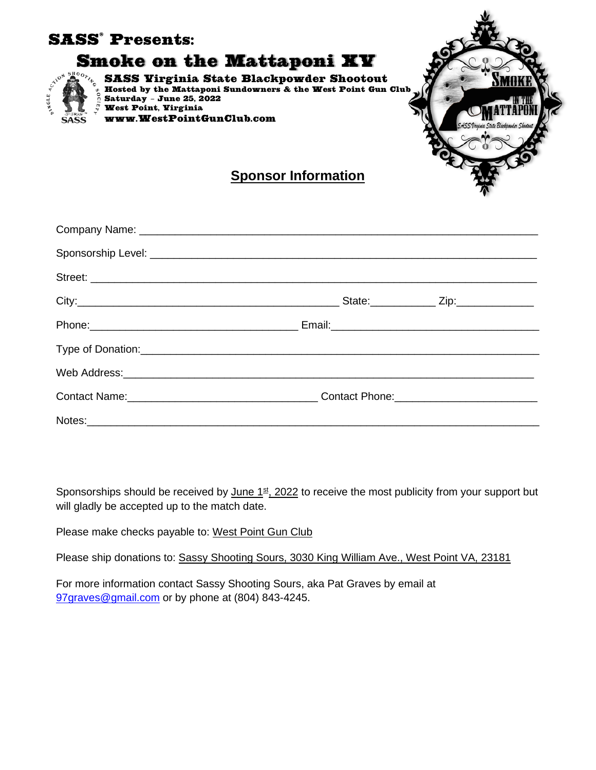# SASS® Presents:

## Smoke on the Mattaponi XV

**SASS Virginia State Blackpowder Shootout**
**Hosted by the Mattaponi Sundowners & the West Point Gun Club**
**Saturday – June 25, 2022**
**West Point, Virginia**
**www.WestPointGunClub.com**

## Sponsor Information

Company Name: ____________________________________________

Sponsorship Level: ____________________________________________

Street: ____________________________________________

City: ______________________________ State: __________ Zip: ____________

Phone: ______________________________ Email: ______________________________

Type of Donation: ____________________________________________

Web Address: ____________________________________________

Contact Name: ______________________________ Contact Phone: ______________________

Notes: ____________________________________________

Sponsorships should be received by June 1st, 2022 to receive the most publicity from your support but will gladly be accepted up to the match date.

Please make checks payable to: West Point Gun Club

Please ship donations to: Sassy Shooting Sours, 3030 King William Ave., West Point VA, 23181

For more information contact Sassy Shooting Sours, aka Pat Graves by email at 97graves@gmail.com or by phone at (804) 843-4245.